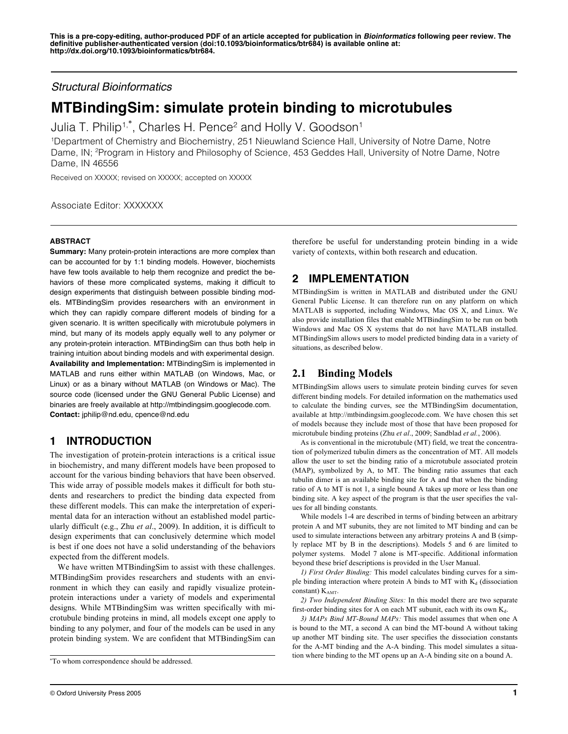This is a pre-copy-editing, author-produced PDF of an article accepted for publication in *Bioinformatics* following peer review. The definitive publisher-authenticated version (doi:10.1093/bioinformatics/btr684) is available online at: http://dx.doi.org/10.1093/bioinformatics/btr684.

*Structural Bioinformatics*

# MTBindingSim: simulate protein binding to microtubules

Julia T. Philip[1,*], Charles H. Pence[2] and Holly V. Goodson[1]

[1]Department of Chemistry and Biochemistry, 251 Nieuwland Science Hall, University of Notre Dame, Notre Dame, IN; [2]Program in History and Philosophy of Science, 453 Geddes Hall, University of Notre Dame, Notre Dame, IN 46556

Received on XXXXX; revised on XXXXX; accepted on XXXXX

Associate Editor: XXXXXXX

## ABSTRACT

**Summary:** Many protein-protein interactions are more complex than can be accounted for by 1:1 binding models. However, biochemists have few tools available to help them recognize and predict the behaviors of these more complicated systems, making it difficult to design experiments that distinguish between possible binding models. MTBindingSim provides researchers with an environment in which they can rapidly compare different models of binding for a given scenario. It is written specifically with microtubule polymers in mind, but many of its models apply equally well to any polymer or any protein-protein interaction. MTBindingSim can thus both help in training intuition about binding models and with experimental design.

**Availability and Implementation:** MTBindingSim is implemented in MATLAB and runs either within MATLAB (on Windows, Mac, or Linux) or as a binary without MATLAB (on Windows or Mac). The source code (licensed under the GNU General Public License) and binaries are freely available at http://mtbindingsim.googlecode.com.

**Contact:** jphilip@nd.edu, cpence@nd.edu

## 1 INTRODUCTION

The investigation of protein-protein interactions is a critical issue in biochemistry, and many different models have been proposed to account for the various binding behaviors that have been observed. This wide array of possible models makes it difficult for both students and researchers to predict the binding data expected from these different models. This can make the interpretation of experimental data for an interaction without an established model particularly difficult (e.g., Zhu *et al*., 2009). In addition, it is difficult to design experiments that can conclusively determine which model is best if one does not have a solid understanding of the behaviors expected from the different models.

We have written MTBindingSim to assist with these challenges. MTBindingSim provides researchers and students with an environment in which they can easily and rapidly visualize protein-protein interactions under a variety of models and experimental designs. While MTBindingSim was written specifically with microtubule binding proteins in mind, all models except one apply to binding to any polymer, and four of the models can be used in any protein binding system. We are confident that MTBindingSim can therefore be useful for understanding protein binding in a wide variety of contexts, within both research and education.

## 2 IMPLEMENTATION

MTBindingSim is written in MATLAB and distributed under the GNU General Public License. It can therefore run on any platform on which MATLAB is supported, including Windows, Mac OS X, and Linux. We also provide installation files that enable MTBindingSim to be run on both Windows and Mac OS X systems that do not have MATLAB installed. MTBindingSim allows users to model predicted binding data in a variety of situations, as described below.

### 2.1 Binding Models

MTBindingSim allows users to simulate protein binding curves for seven different binding models. For detailed information on the mathematics used to calculate the binding curves, see the MTBindingSim documentation, available at http://mtbindingsim.googlecode.com. We have chosen this set of models because they include most of those that have been proposed for microtubule binding proteins (Zhu *et al*., 2009; Sandblad *et al.*, 2006).

As is conventional in the microtubule (MT) field, we treat the concentration of polymerized tubulin dimers as the concentration of MT. All models allow the user to set the binding ratio of a microtubule associated protein (MAP), symbolized by A, to MT. The binding ratio assumes that each tubulin dimer is an available binding site for A and that when the binding ratio of A to MT is not 1, a single bound A takes up more or less than one binding site. A key aspect of the program is that the user specifies the values for all binding constants.

While models 1-4 are described in terms of binding between an arbitrary protein A and MT subunits, they are not limited to MT binding and can be used to simulate interactions between any arbitrary proteins A and B (simply replace MT by B in the descriptions). Models 5 and 6 are limited to polymer systems. Model 7 alone is MT-specific. Additional information beyond these brief descriptions is provided in the User Manual.

*1) First Order Binding:* This model calculates binding curves for a simple binding interaction where protein A binds to MT with $K_d$ (dissociation constant) $K_{AMT}$.

*2) Two Independent Binding Sites:* In this model there are two separate first-order binding sites for A on each MT subunit, each with its own $K_d$.

*3) MAPs Bind MT-Bound MAPs:* This model assumes that when one A is bound to the MT, a second A can bind the MT-bound A without taking up another MT binding site. The user specifies the dissociation constants for the A-MT binding and the A-A binding. This model simulates a situation where binding to the MT opens up an A-A binding site on a bound A.

*To whom correspondence should be addressed.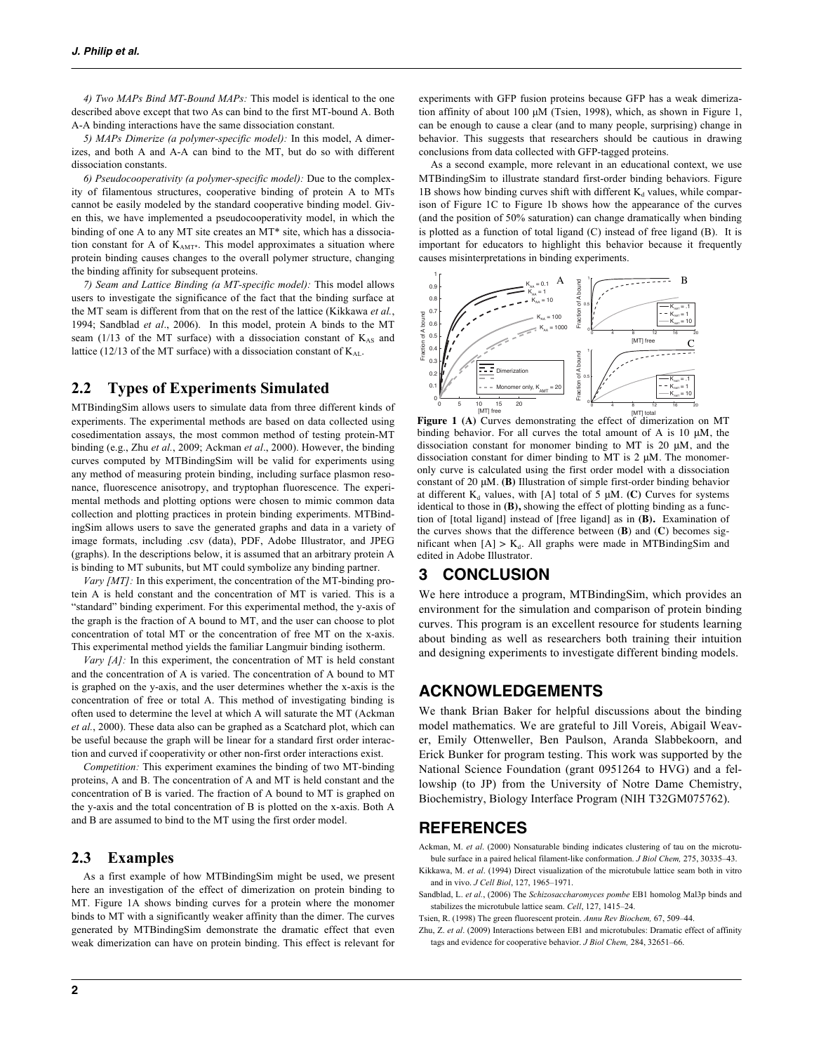*4) Two MAPs Bind MT-Bound MAPs:* This model is identical to the one described above except that two As can bind to the first MT-bound A. Both A-A binding interactions have the same dissociation constant.

*5) MAPs Dimerize (a polymer-specific model):* In this model, A dimerizes, and both A and A-A can bind to the MT, but do so with different dissociation constants.

*6) Pseudocooperativity (a polymer-specific model):* Due to the complexity of filamentous structures, cooperative binding of protein A to MTs cannot be easily modeled by the standard cooperative binding model. Given this, we have implemented a pseudocooperativity model, in which the binding of one A to any MT site creates an MT* site, which has a dissociation constant for A of $K_{AMT*}$. This model approximates a situation where protein binding causes changes to the overall polymer structure, changing the binding affinity for subsequent proteins.

*7) Seam and Lattice Binding (a MT-specific model):* This model allows users to investigate the significance of the fact that the binding surface at the MT seam is different from that on the rest of the lattice (Kikkawa *et al.*, 1994; Sandblad *et al*., 2006). In this model, protein A binds to the MT seam (1/13 of the MT surface) with a dissociation constant of $K_{AS}$ and lattice (12/13 of the MT surface) with a dissociation constant of $K_{AL}$.

## 2.2 Types of Experiments Simulated

MTBindingSim allows users to simulate data from three different kinds of experiments. The experimental methods are based on data collected using cosedimentation assays, the most common method of testing protein-MT binding (e.g., Zhu *et al.*, 2009; Ackman *et al*., 2000). However, the binding curves computed by MTBindingSim will be valid for experiments using any method of measuring protein binding, including surface plasmon resonance, fluorescence anisotropy, and tryptophan fluorescence. The experimental methods and plotting options were chosen to mimic common data collection and plotting practices in protein binding experiments. MTBindingSim allows users to save the generated graphs and data in a variety of image formats, including .csv (data), PDF, Adobe Illustrator, and JPEG (graphs). In the descriptions below, it is assumed that an arbitrary protein A is binding to MT subunits, but MT could symbolize any binding partner.

*Vary [MT]:* In this experiment, the concentration of the MT-binding protein A is held constant and the concentration of MT is varied. This is a "standard" binding experiment. For this experimental method, the y-axis of the graph is the fraction of A bound to MT, and the user can choose to plot concentration of total MT or the concentration of free MT on the x-axis. This experimental method yields the familiar Langmuir binding isotherm.

*Vary [A]:* In this experiment, the concentration of MT is held constant and the concentration of A is varied. The concentration of A bound to MT is graphed on the y-axis, and the user determines whether the x-axis is the concentration of free or total A. This method of investigating binding is often used to determine the level at which A will saturate the MT (Ackman *et al.*, 2000). These data also can be graphed as a Scatchard plot, which can be useful because the graph will be linear for a standard first order interaction and curved if cooperativity or other non-first order interactions exist.

*Competition:* This experiment examines the binding of two MT-binding proteins, A and B. The concentration of A and MT is held constant and the concentration of B is varied. The fraction of A bound to MT is graphed on the y-axis and the total concentration of B is plotted on the x-axis. Both A and B are assumed to bind to the MT using the first order model.

## 2.3 Examples

As a first example of how MTBindingSim might be used, we present here an investigation of the effect of dimerization on protein binding to MT. Figure 1A shows binding curves for a protein where the monomer binds to MT with a significantly weaker affinity than the dimer. The curves generated by MTBindingSim demonstrate the dramatic effect that even weak dimerization can have on protein binding. This effect is relevant for experiments with GFP fusion proteins because GFP has a weak dimerization affinity of about 100 μM (Tsien, 1998), which, as shown in Figure 1, can be enough to cause a clear (and to many people, surprising) change in behavior. This suggests that researchers should be cautious in drawing conclusions from data collected with GFP-tagged proteins.

As a second example, more relevant in an educational context, we use MTBindingSim to illustrate standard first-order binding behaviors. Figure 1B shows how binding curves shift with different $K_d$ values, while comparison of Figure 1C to Figure 1b shows how the appearance of the curves (and the position of 50% saturation) can change dramatically when binding is plotted as a function of total ligand (C) instead of free ligand (B). It is important for educators to highlight this behavior because it frequently causes misinterpretations in binding experiments.

A
$K_{AA}$ = 0.1
$K_{AA}$ = 1
$K_{AA}$ = 10
$K_{AA}$ = 100
$K_{AA}$ = 1000
Dimerization
Monomer only, $K_{AMT}$ = 20
Fraction of A bound
[MT] free
0 5 10 15 20

B
$K_{AMT}$ = .1
$K_{AMT}$ = 1
$K_{AMT}$ = 10
Fraction of A bound
[MT] free
0 4 8 12 16 20

C
$K_{AMT}$ = .1
$K_{AMT}$ = 1
$K_{AMT}$ = 10
Fraction of A bound
[MT] total
0 4 8 12 16 20

**Figure 1** **(A)** Curves demonstrating the effect of dimerization on MT binding behavior. For all curves the total amount of A is 10 μM, the dissociation constant for monomer binding to MT is 20 μM, and the dissociation constant for dimer binding to MT is 2 μM. The monomer-only curve is calculated using the first order model with a dissociation constant of 20 μM. **(B)** Illustration of simple first-order binding behavior at different $K_d$ values, with [A] total of 5 μM. (**C**) Curves for systems identical to those in **(B),** showing the effect of plotting binding as a function of [total ligand] instead of [free ligand] as in **(B).** Examination of the curves shows that the difference between (**B**) and (**C**) becomes significant when $[A] > K_d$. All graphs were made in MTBindingSim and edited in Adobe Illustrator.

# 3 CONCLUSION

We here introduce a program, MTBindingSim, which provides an environment for the simulation and comparison of protein binding curves. This program is an excellent resource for students learning about binding as well as researchers both training their intuition and designing experiments to investigate different binding models.

# ACKNOWLEDGEMENTS

We thank Brian Baker for helpful discussions about the binding model mathematics. We are grateful to Jill Voreis, Abigail Weaver, Emily Ottenweller, Ben Paulson, Aranda Slabbekoorn, and Erick Bunker for program testing. This work was supported by the National Science Foundation (grant 0951264 to HVG) and a fellowship (to JP) from the University of Notre Dame Chemistry, Biochemistry, Biology Interface Program (NIH T32GM075762).

# REFERENCES

Ackman, M. *et al*. (2000) Nonsaturable binding indicates clustering of tau on the microtubule surface in a paired helical filament-like conformation. *J Biol Chem,* 275, 30335–43.

Kikkawa, M. *et al*. (1994) Direct visualization of the microtubule lattice seam both in vitro and in vivo. *J Cell Biol*, 127, 1965–1971.

Sandblad, L. *et al*., (2006) The *Schizosaccharomyces pombe* EB1 homolog Mal3p binds and stabilizes the microtubule lattice seam. *Cell*, 127, 1415–24.

Tsien, R. (1998) The green fluorescent protein. *Annu Rev Biochem,* 67, 509–44.

Zhu, Z. *et al*. (2009) Interactions between EB1 and microtubules: Dramatic effect of affinity tags and evidence for cooperative behavior. *J Biol Chem,* 284, 32651–66.